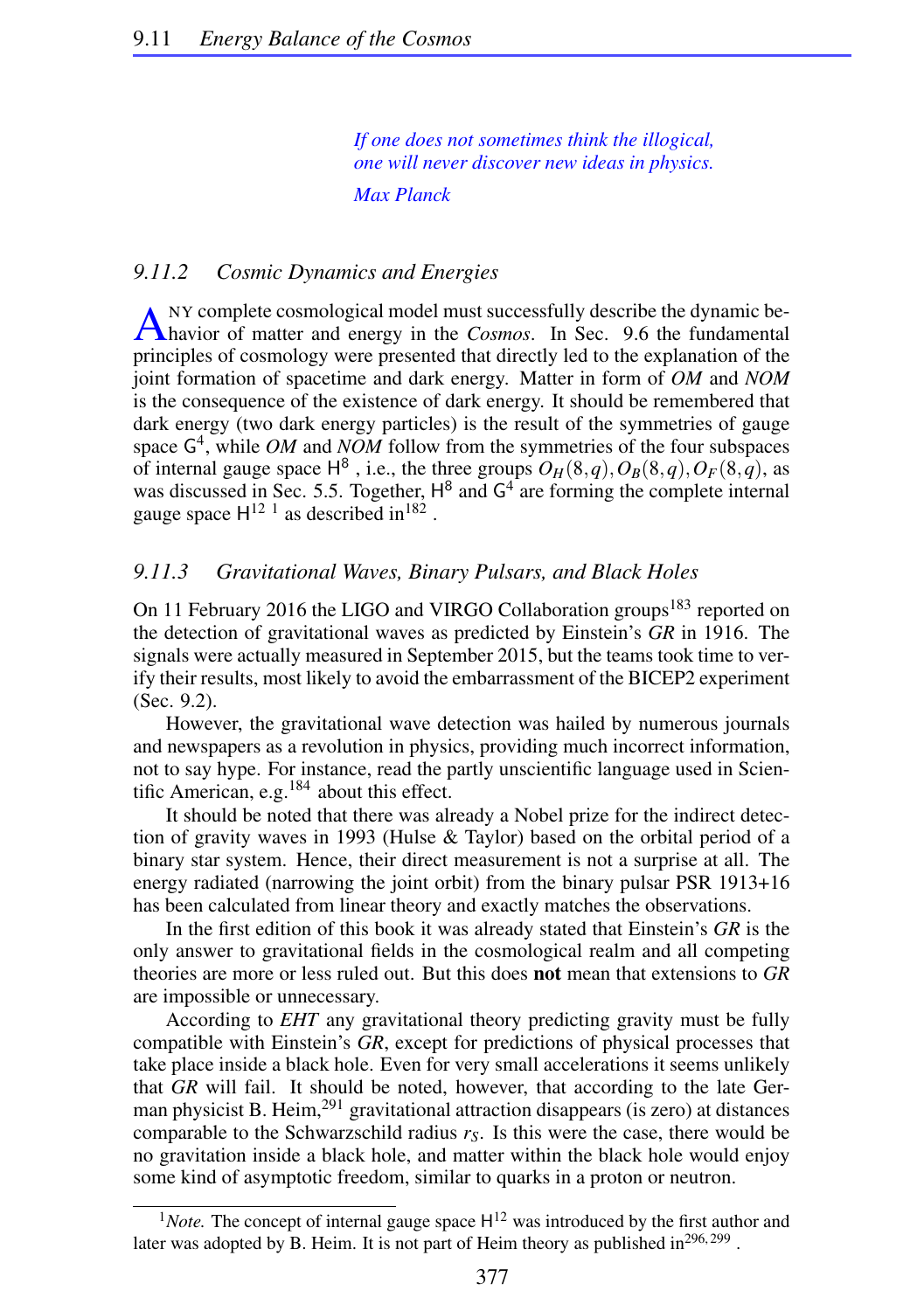*If one does not sometimes think the illogical, one will never discover new ideas in physics.*

*Max Planck*

### *9.11.2 Cosmic Dynamics and Energies*

Any complete cosmological model must successfully describe the dynamic behavior of matter and energy in the *Cosmos*. In Sec. 9.6 the fundamental principles of cosmology were presented that directly led to the explanation of the joint formation of spacetime and dark energy. Matter in form of *OM* and *NOM* is the consequence of the existence of dark energy. It should be remembered that dark energy (two dark energy particles) is the result of the symmetries of gauge space $\mathsf{G}^4$, while *OM* and *NOM* follow from the symmetries of the four subspaces of internal gauge space $\mathsf{H}^8$, i.e., the three groups $O_H(8,q), O_B(8,q), O_F(8,q)$, as was discussed in Sec. 5.5. Together, $\mathsf{H}^8$ and $\mathsf{G}^4$ are forming the complete internal gauge space $\mathsf{H}^{12}$ [1] as described in[182].

### *9.11.3 Gravitational Waves, Binary Pulsars, and Black Holes*

On 11 February 2016 the LIGO and VIRGO Collaboration groups[183] reported on the detection of gravitational waves as predicted by Einstein's *GR* in 1916. The signals were actually measured in September 2015, but the teams took time to verify their results, most likely to avoid the embarrassment of the BICEP2 experiment (Sec. 9.2).

However, the gravitational wave detection was hailed by numerous journals and newspapers as a revolution in physics, providing much incorrect information, not to say hype. For instance, read the partly unscientific language used in Scientific American, e.g.[184] about this effect.

It should be noted that there was already a Nobel prize for the indirect detection of gravity waves in 1993 (Hulse & Taylor) based on the orbital period of a binary star system. Hence, their direct measurement is not a surprise at all. The energy radiated (narrowing the joint orbit) from the binary pulsar PSR 1913+16 has been calculated from linear theory and exactly matches the observations.

In the first edition of this book it was already stated that Einstein's *GR* is the only answer to gravitational fields in the cosmological realm and all competing theories are more or less ruled out. But this does **not** mean that extensions to *GR* are impossible or unnecessary.

According to *EHT* any gravitational theory predicting gravity must be fully compatible with Einstein's *GR*, except for predictions of physical processes that take place inside a black hole. Even for very small accelerations it seems unlikely that *GR* will fail. It should be noted, however, that according to the late German physicist B. Heim,[291] gravitational attraction disappears (is zero) at distances comparable to the Schwarzschild radius $r_S$. Is this were the case, there would be no gravitation inside a black hole, and matter within the black hole would enjoy some kind of asymptotic freedom, similar to quarks in a proton or neutron.

---

[1] *Note.* The concept of internal gauge space $\mathsf{H}^{12}$ was introduced by the first author and later was adopted by B. Heim. It is not part of Heim theory as published in[296, 299].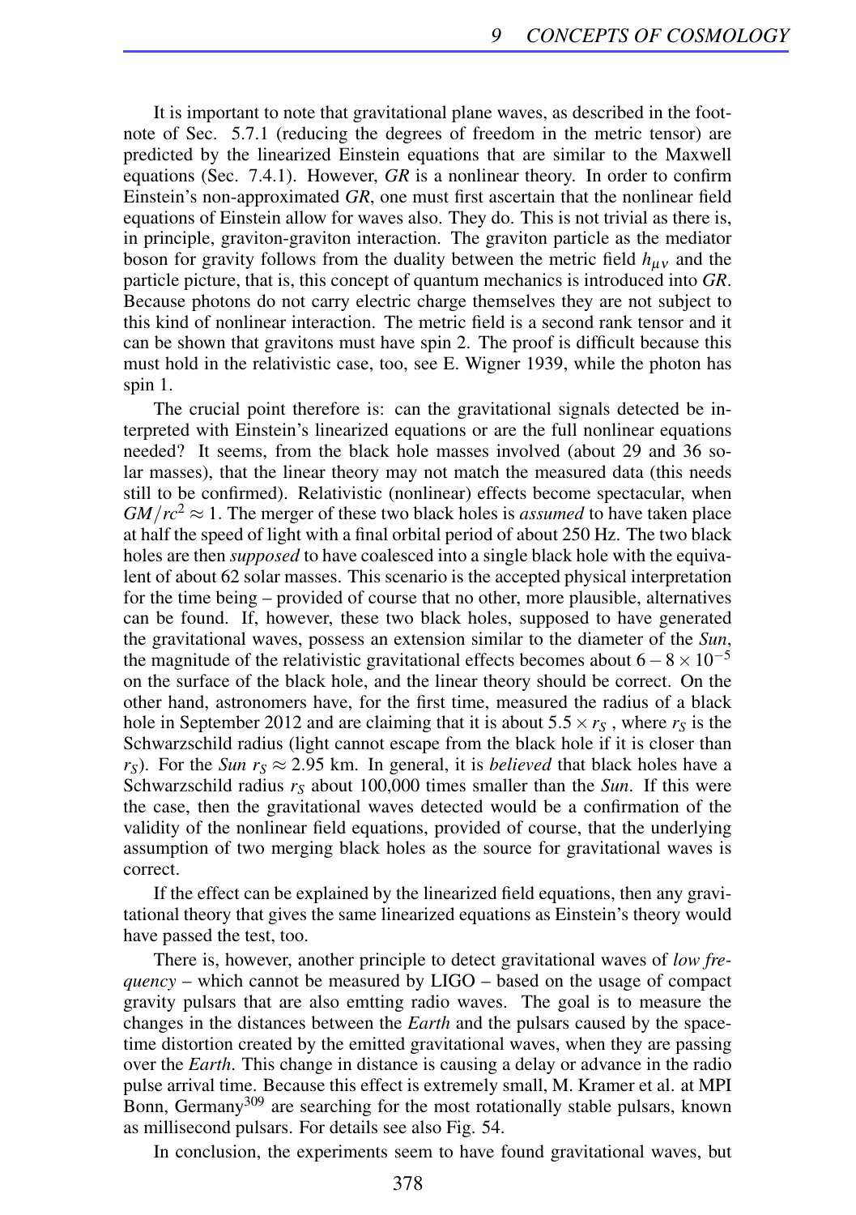It is important to note that gravitational plane waves, as described in the footnote of Sec. 5.7.1 (reducing the degrees of freedom in the metric tensor) are predicted by the linearized Einstein equations that are similar to the Maxwell equations (Sec. 7.4.1). However, *GR* is a nonlinear theory. In order to confirm Einstein's non-approximated *GR*, one must first ascertain that the nonlinear field equations of Einstein allow for waves also. They do. This is not trivial as there is, in principle, graviton-graviton interaction. The graviton particle as the mediator boson for gravity follows from the duality between the metric field $h_{\mu\nu}$ and the particle picture, that is, this concept of quantum mechanics is introduced into *GR*. Because photons do not carry electric charge themselves they are not subject to this kind of nonlinear interaction. The metric field is a second rank tensor and it can be shown that gravitons must have spin 2. The proof is difficult because this must hold in the relativistic case, too, see E. Wigner 1939, while the photon has spin 1.

The crucial point therefore is: can the gravitational signals detected be interpreted with Einstein's linearized equations or are the full nonlinear equations needed? It seems, from the black hole masses involved (about 29 and 36 solar masses), that the linear theory may not match the measured data (this needs still to be confirmed). Relativistic (nonlinear) effects become spectacular, when $GM/rc^2 \approx 1$. The merger of these two black holes is *assumed* to have taken place at half the speed of light with a final orbital period of about 250 Hz. The two black holes are then *supposed* to have coalesced into a single black hole with the equivalent of about 62 solar masses. This scenario is the accepted physical interpretation for the time being – provided of course that no other, more plausible, alternatives can be found. If, however, these two black holes, supposed to have generated the gravitational waves, possess an extension similar to the diameter of the *Sun*, the magnitude of the relativistic gravitational effects becomes about $6-8 \times 10^{-5}$ on the surface of the black hole, and the linear theory should be correct. On the other hand, astronomers have, for the first time, measured the radius of a black hole in September 2012 and are claiming that it is about $5.5 \times r_S$ , where $r_S$ is the Schwarzschild radius (light cannot escape from the black hole if it is closer than $r_S$). For the *Sun* $r_S \approx 2.95$ km. In general, it is *believed* that black holes have a Schwarzschild radius $r_S$ about 100,000 times smaller than the *Sun*. If this were the case, then the gravitational waves detected would be a confirmation of the validity of the nonlinear field equations, provided of course, that the underlying assumption of two merging black holes as the source for gravitational waves is correct.

If the effect can be explained by the linearized field equations, then any gravitational theory that gives the same linearized equations as Einstein's theory would have passed the test, too.

There is, however, another principle to detect gravitational waves of *low frequency* – which cannot be measured by LIGO – based on the usage of compact gravity pulsars that are also emtting radio waves. The goal is to measure the changes in the distances between the *Earth* and the pulsars caused by the spacetime distortion created by the emitted gravitational waves, when they are passing over the *Earth*. This change in distance is causing a delay or advance in the radio pulse arrival time. Because this effect is extremely small, M. Kramer et al. at MPI Bonn, Germany[309] are searching for the most rotationally stable pulsars, known as millisecond pulsars. For details see also Fig. 54.

In conclusion, the experiments seem to have found gravitational waves, but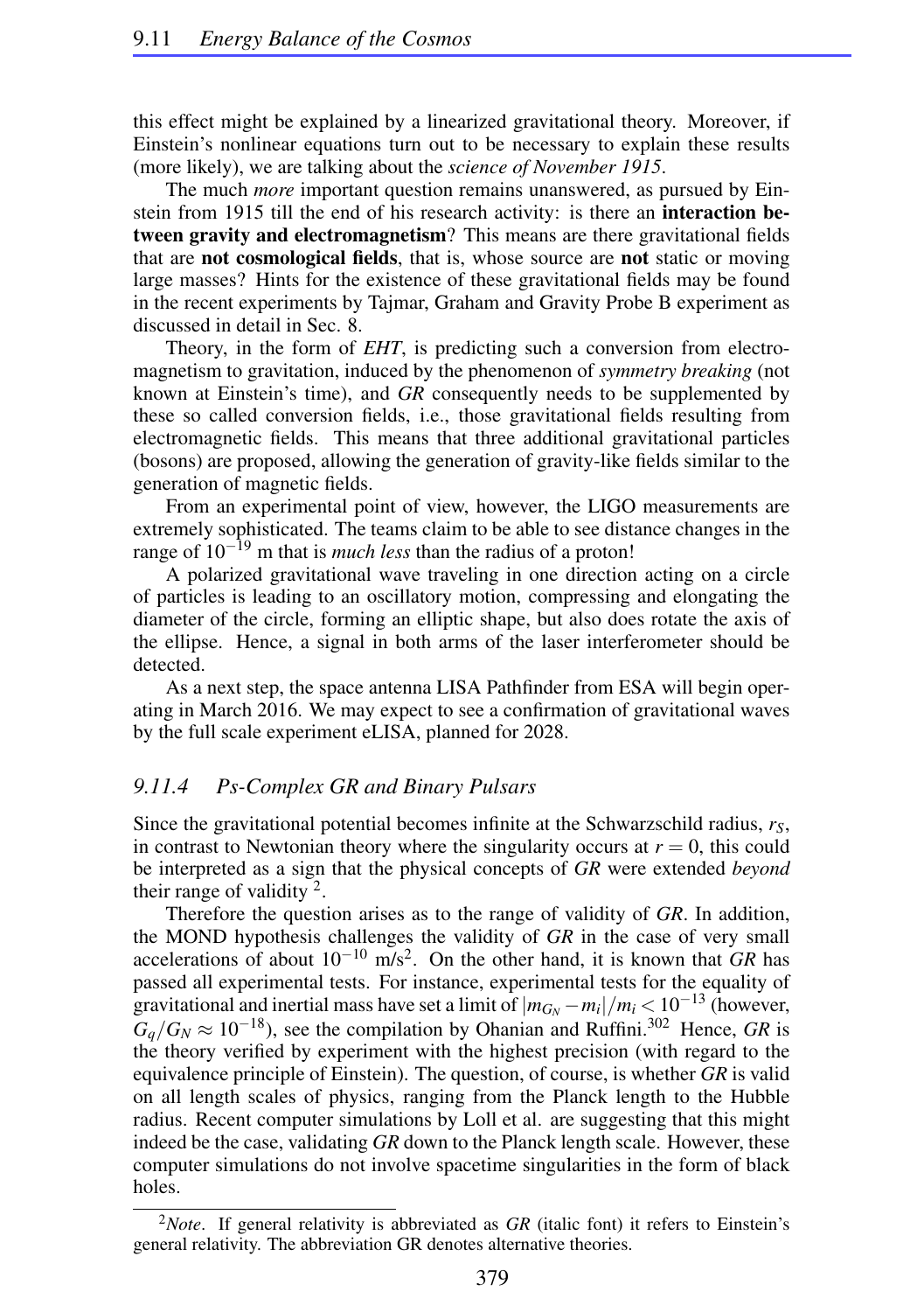this effect might be explained by a linearized gravitational theory. Moreover, if Einstein's nonlinear equations turn out to be necessary to explain these results (more likely), we are talking about the *science of November 1915*.

The much *more* important question remains unanswered, as pursued by Einstein from 1915 till the end of his research activity: is there an **interaction between gravity and electromagnetism**? This means are there gravitational fields that are **not cosmological fields**, that is, whose source are **not** static or moving large masses? Hints for the existence of these gravitational fields may be found in the recent experiments by Tajmar, Graham and Gravity Probe B experiment as discussed in detail in Sec. 8.

Theory, in the form of *EHT*, is predicting such a conversion from electromagnetism to gravitation, induced by the phenomenon of *symmetry breaking* (not known at Einstein's time), and *GR* consequently needs to be supplemented by these so called conversion fields, i.e., those gravitational fields resulting from electromagnetic fields. This means that three additional gravitational particles (bosons) are proposed, allowing the generation of gravity-like fields similar to the generation of magnetic fields.

From an experimental point of view, however, the LIGO measurements are extremely sophisticated. The teams claim to be able to see distance changes in the range of $10^{-19}$ m that is *much less* than the radius of a proton!

A polarized gravitational wave traveling in one direction acting on a circle of particles is leading to an oscillatory motion, compressing and elongating the diameter of the circle, forming an elliptic shape, but also does rotate the axis of the ellipse. Hence, a signal in both arms of the laser interferometer should be detected.

As a next step, the space antenna LISA Pathfinder from ESA will begin operating in March 2016. We may expect to see a confirmation of gravitational waves by the full scale experiment eLISA, planned for 2028.

### 9.11.4 Ps-Complex GR and Binary Pulsars

Since the gravitational potential becomes infinite at the Schwarzschild radius, $r_S$, in contrast to Newtonian theory where the singularity occurs at $r = 0$, this could be interpreted as a sign that the physical concepts of *GR* were extended *beyond* their range of validity [2].

Therefore the question arises as to the range of validity of *GR*. In addition, the MOND hypothesis challenges the validity of *GR* in the case of very small accelerations of about $10^{-10}$ m/s$^2$. On the other hand, it is known that *GR* has passed all experimental tests. For instance, experimental tests for the equality of gravitational and inertial mass have set a limit of $|m_{G_N} - m_i|/m_i < 10^{-13}$ (however, $G_q/G_N \approx 10^{-18}$), see the compilation by Ohanian and Ruffini.[302] Hence, *GR* is the theory verified by experiment with the highest precision (with regard to the equivalence principle of Einstein). The question, of course, is whether *GR* is valid on all length scales of physics, ranging from the Planck length to the Hubble radius. Recent computer simulations by Loll et al. are suggesting that this might indeed be the case, validating *GR* down to the Planck length scale. However, these computer simulations do not involve spacetime singularities in the form of black holes.

[2] *Note*. If general relativity is abbreviated as *GR* (italic font) it refers to Einstein's general relativity. The abbreviation GR denotes alternative theories.